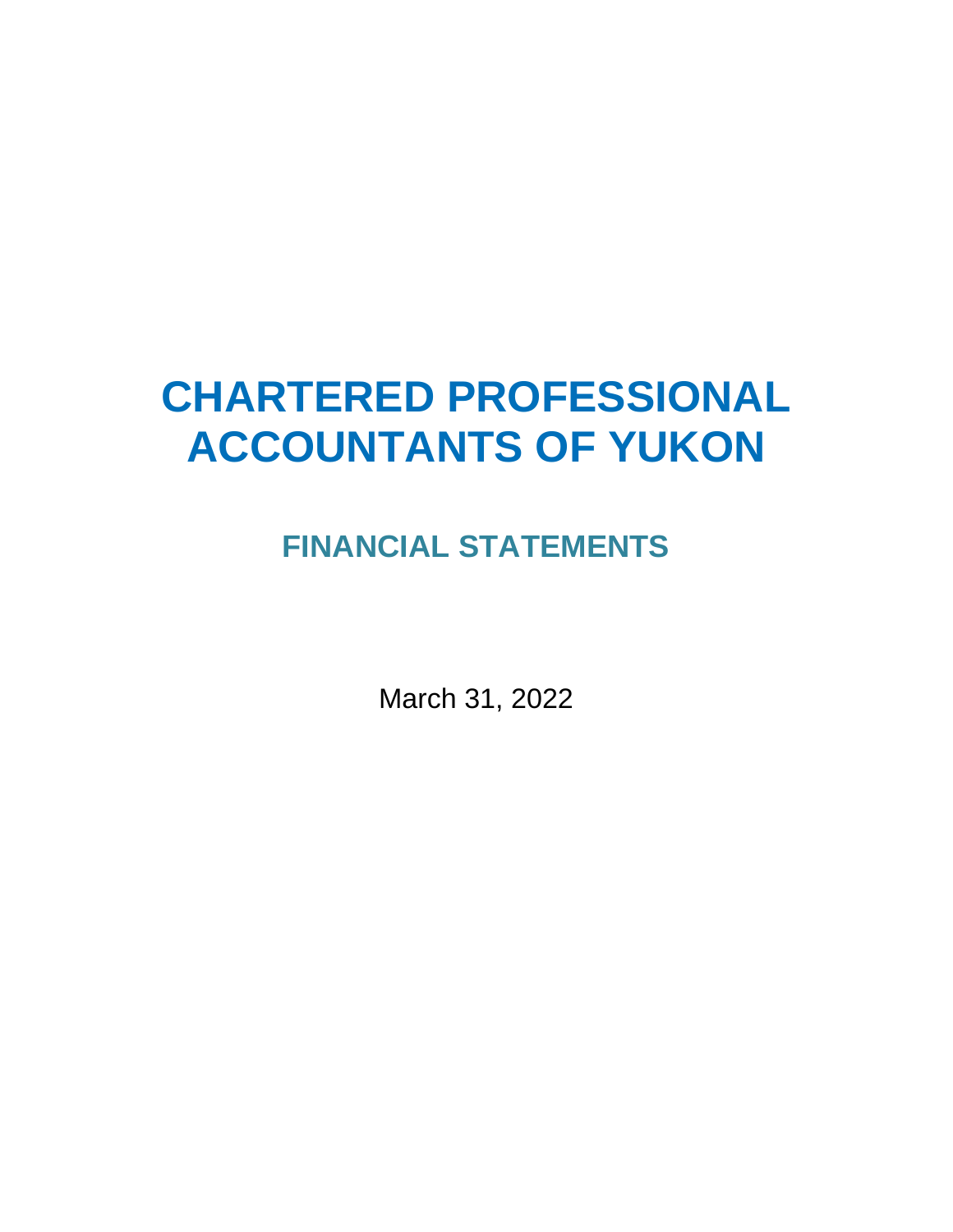# CHARTERED PROFESSIONAL ACCOUNTANTS OF YUKON

## FINANCIAL STATEMENTS

March 31, 2022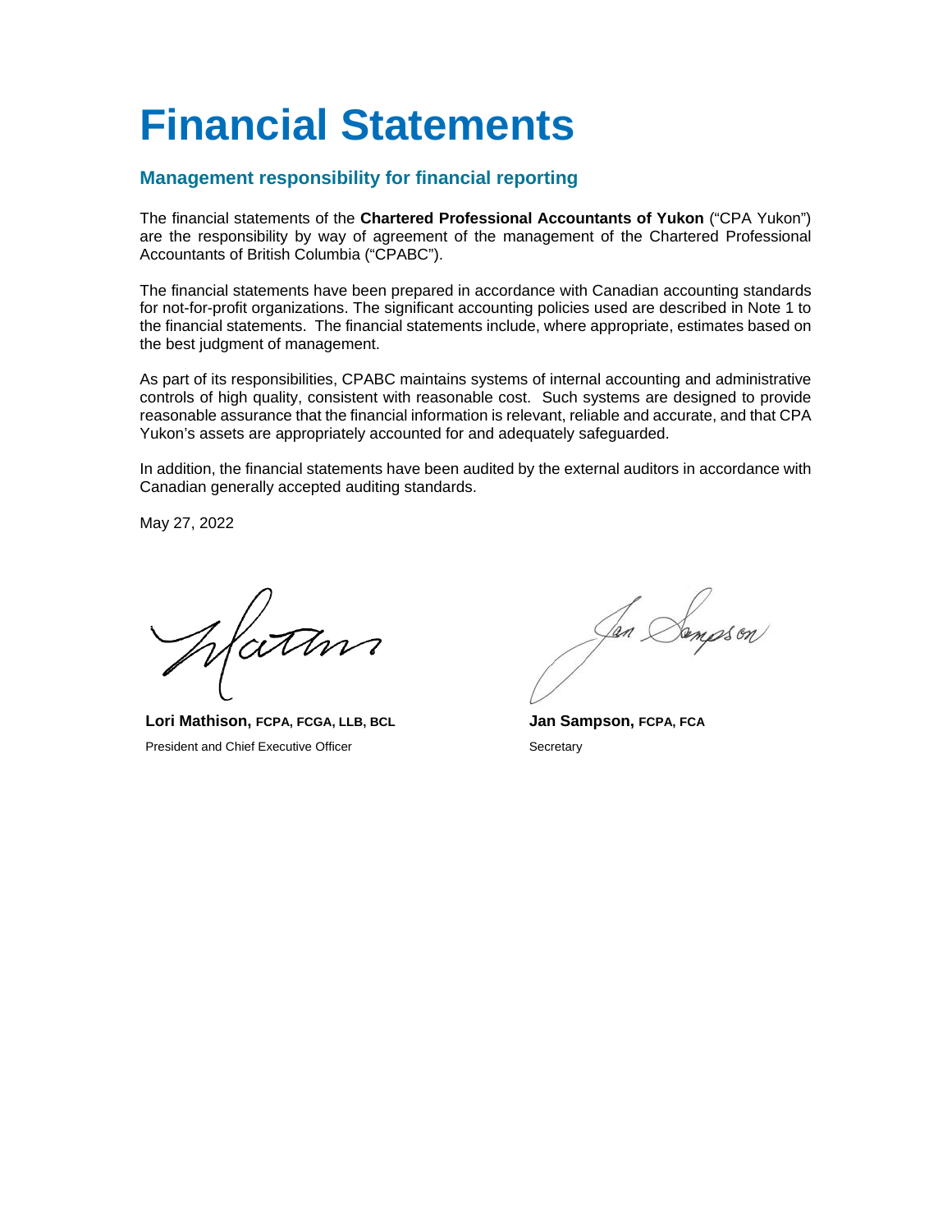# Financial Statements

## Management responsibility for financial reporting

The financial statements of the **Chartered Professional Accountants of Yukon** ("CPA Yukon") are the responsibility by way of agreement of the management of the Chartered Professional Accountants of British Columbia ("CPABC").

The financial statements have been prepared in accordance with Canadian accounting standards for not-for-profit organizations. The significant accounting policies used are described in Note 1 to the financial statements. The financial statements include, where appropriate, estimates based on the best judgment of management.

As part of its responsibilities, CPABC maintains systems of internal accounting and administrative controls of high quality, consistent with reasonable cost. Such systems are designed to provide reasonable assurance that the financial information is relevant, reliable and accurate, and that CPA Yukon's assets are appropriately accounted for and adequately safeguarded.

In addition, the financial statements have been audited by the external auditors in accordance with Canadian generally accepted auditing standards.

May 27, 2022

**Lori Mathison, FCPA, FCGA, LLB, BCL**
President and Chief Executive Officer

**Jan Sampson, FCPA, FCA**
Secretary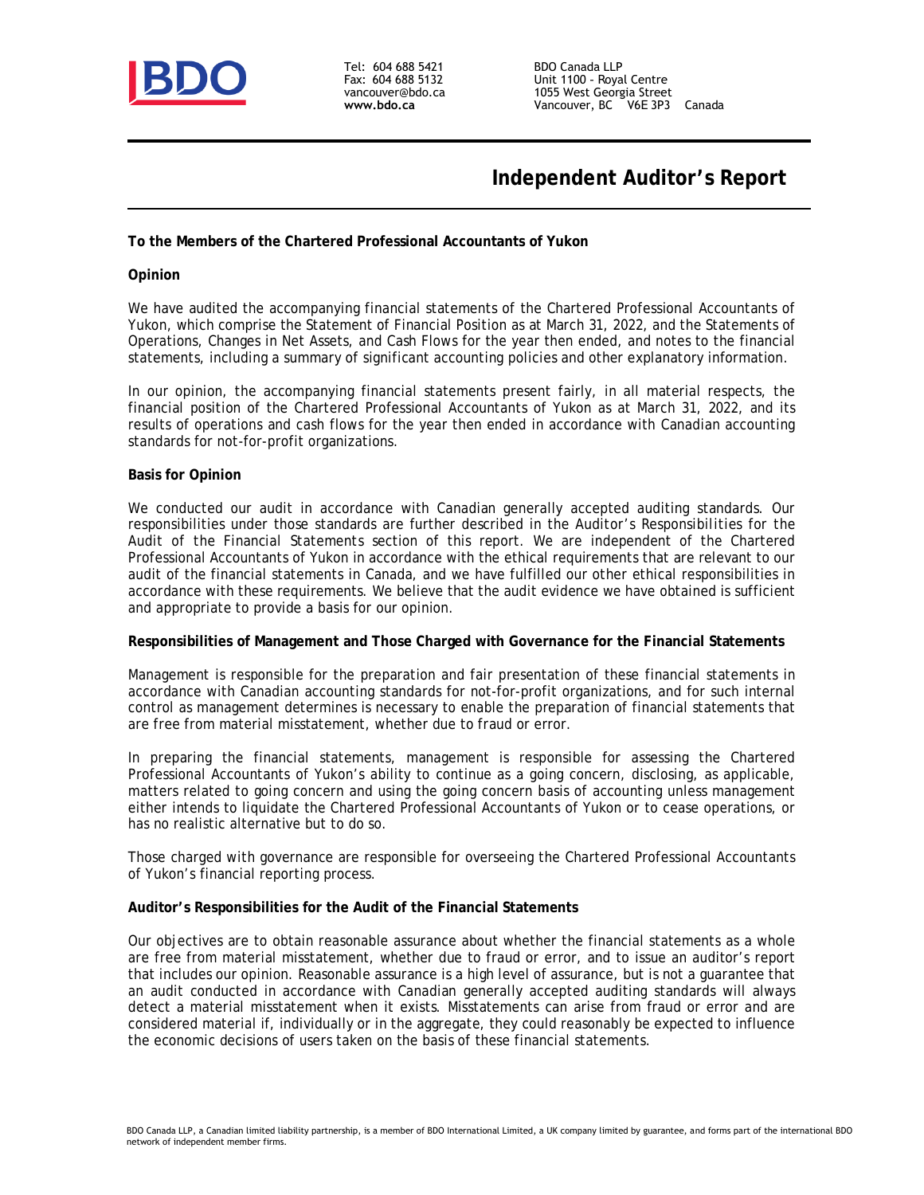Tel: 604 688 5421
Fax: 604 688 5132
vancouver@bdo.ca
**www.bdo.ca**

BDO Canada LLP
Unit 1100 - Royal Centre
1055 West Georgia Street
Vancouver, BC V6E 3P3 Canada

# Independent Auditor's Report

**To the Members of the Chartered Professional Accountants of Yukon**

**Opinion**

We have audited the accompanying financial statements of the Chartered Professional Accountants of Yukon, which comprise the Statement of Financial Position as at March 31, 2022, and the Statements of Operations, Changes in Net Assets, and Cash Flows for the year then ended, and notes to the financial statements, including a summary of significant accounting policies and other explanatory information.

In our opinion, the accompanying financial statements present fairly, in all material respects, the financial position of the Chartered Professional Accountants of Yukon as at March 31, 2022, and its results of operations and cash flows for the year then ended in accordance with Canadian accounting standards for not-for-profit organizations.

**Basis for Opinion**

We conducted our audit in accordance with Canadian generally accepted auditing standards. Our responsibilities under those standards are further described in the Auditor's *Responsibilities for the Audit of the Financial Statements* section of this report. We are independent of the Chartered Professional Accountants of Yukon in accordance with the ethical requirements that are relevant to our audit of the financial statements in Canada, and we have fulfilled our other ethical responsibilities in accordance with these requirements. We believe that the audit evidence we have obtained is sufficient and appropriate to provide a basis for our opinion.

**Responsibilities of Management and Those Charged with Governance for the Financial Statements**

Management is responsible for the preparation and fair presentation of these financial statements in accordance with Canadian accounting standards for not-for-profit organizations, and for such internal control as management determines is necessary to enable the preparation of financial statements that are free from material misstatement, whether due to fraud or error.

In preparing the financial statements, management is responsible for assessing the Chartered Professional Accountants of Yukon's ability to continue as a going concern, disclosing, as applicable, matters related to going concern and using the going concern basis of accounting unless management either intends to liquidate the Chartered Professional Accountants of Yukon or to cease operations, or has no realistic alternative but to do so.

Those charged with governance are responsible for overseeing the Chartered Professional Accountants of Yukon's financial reporting process.

**Auditor's Responsibilities for the Audit of the Financial Statements**

Our objectives are to obtain reasonable assurance about whether the financial statements as a whole are free from material misstatement, whether due to fraud or error, and to issue an auditor's report that includes our opinion. Reasonable assurance is a high level of assurance, but is not a guarantee that an audit conducted in accordance with Canadian generally accepted auditing standards will always detect a material misstatement when it exists. Misstatements can arise from fraud or error and are considered material if, individually or in the aggregate, they could reasonably be expected to influence the economic decisions of users taken on the basis of these financial statements.

BDO Canada LLP, a Canadian limited liability partnership, is a member of BDO International Limited, a UK company limited by guarantee, and forms part of the international BDO network of independent member firms.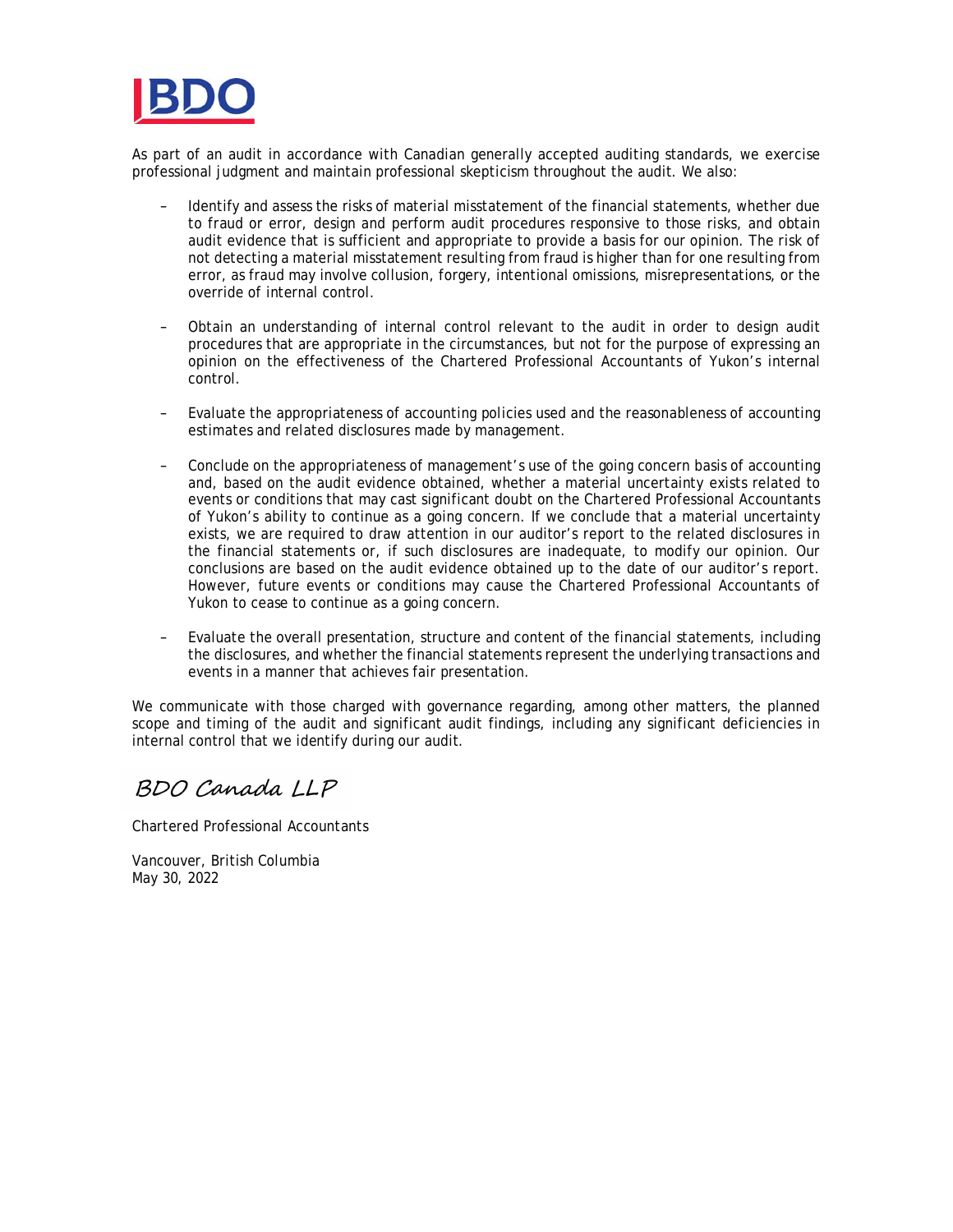As part of an audit in accordance with Canadian generally accepted auditing standards, we exercise professional judgment and maintain professional skepticism throughout the audit. We also:

- Identify and assess the risks of material misstatement of the financial statements, whether due to fraud or error, design and perform audit procedures responsive to those risks, and obtain audit evidence that is sufficient and appropriate to provide a basis for our opinion. The risk of not detecting a material misstatement resulting from fraud is higher than for one resulting from error, as fraud may involve collusion, forgery, intentional omissions, misrepresentations, or the override of internal control.

- Obtain an understanding of internal control relevant to the audit in order to design audit procedures that are appropriate in the circumstances, but not for the purpose of expressing an opinion on the effectiveness of the Chartered Professional Accountants of Yukon's internal control.

- Evaluate the appropriateness of accounting policies used and the reasonableness of accounting estimates and related disclosures made by management.

- Conclude on the appropriateness of management's use of the going concern basis of accounting and, based on the audit evidence obtained, whether a material uncertainty exists related to events or conditions that may cast significant doubt on the Chartered Professional Accountants of Yukon's ability to continue as a going concern. If we conclude that a material uncertainty exists, we are required to draw attention in our auditor's report to the related disclosures in the financial statements or, if such disclosures are inadequate, to modify our opinion. Our conclusions are based on the audit evidence obtained up to the date of our auditor's report. However, future events or conditions may cause the Chartered Professional Accountants of Yukon to cease to continue as a going concern.

- Evaluate the overall presentation, structure and content of the financial statements, including the disclosures, and whether the financial statements represent the underlying transactions and events in a manner that achieves fair presentation.

We communicate with those charged with governance regarding, among other matters, the planned scope and timing of the audit and significant audit findings, including any significant deficiencies in internal control that we identify during our audit.

*BDO Canada LLP*

Chartered Professional Accountants

Vancouver, British Columbia
May 30, 2022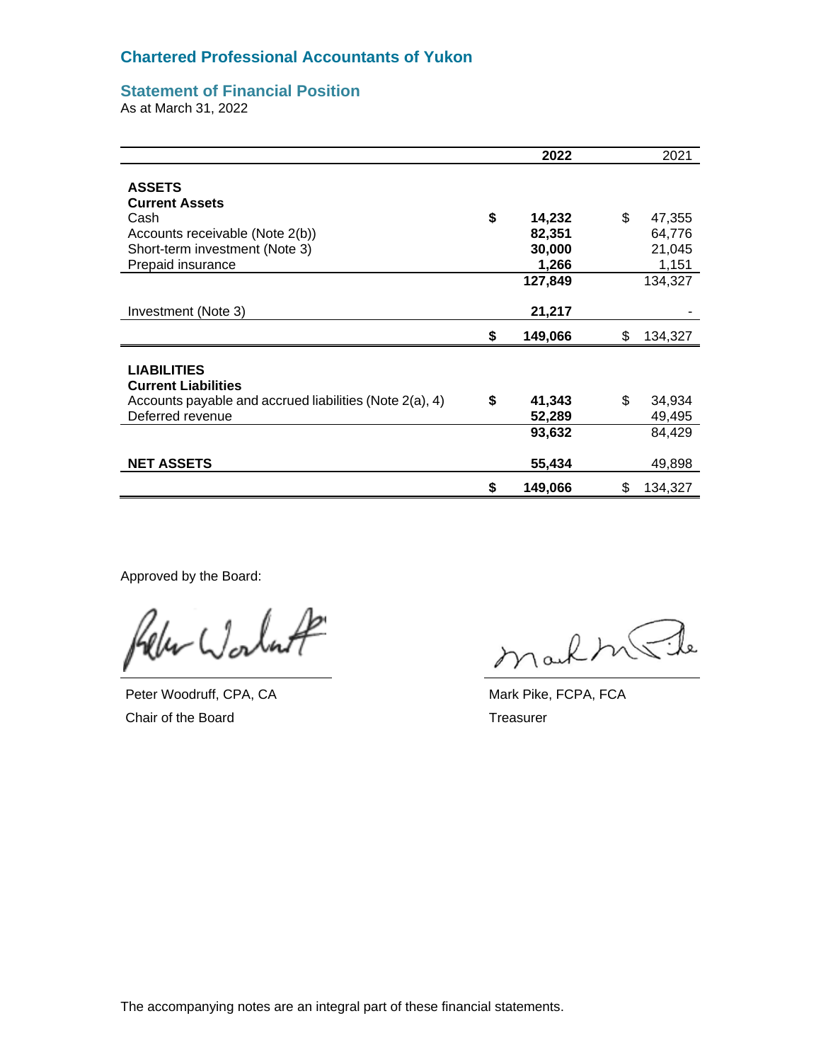## Chartered Professional Accountants of Yukon

### Statement of Financial Position

As at March 31, 2022

| | **2022** | 2021 |
|---|---|---|
| **ASSETS** | | |
| **Current Assets** | | |
| Cash | **$ 14,232** | $ 47,355 |
| Accounts receivable (Note 2(b)) | **82,351** | 64,776 |
| Short-term investment (Note 3) | **30,000** | 21,045 |
| Prepaid insurance | **1,266** | 1,151 |
| | **127,849** | 134,327 |
| Investment (Note 3) | **21,217** | - |
| | **$ 149,066** | $ 134,327 |
| **LIABILITIES** | | |
| **Current Liabilities** | | |
| Accounts payable and accrued liabilities (Note 2(a), 4) | **$ 41,343** | $ 34,934 |
| Deferred revenue | **52,289** | 49,495 |
| | **93,632** | 84,429 |
| **NET ASSETS** | **55,434** | 49,898 |
| | **$ 149,066** | $ 134,327 |

Approved by the Board:

Peter Woodruff, CPA, CA
Chair of the Board

Mark Pike, FCPA, FCA
Treasurer

The accompanying notes are an integral part of these financial statements.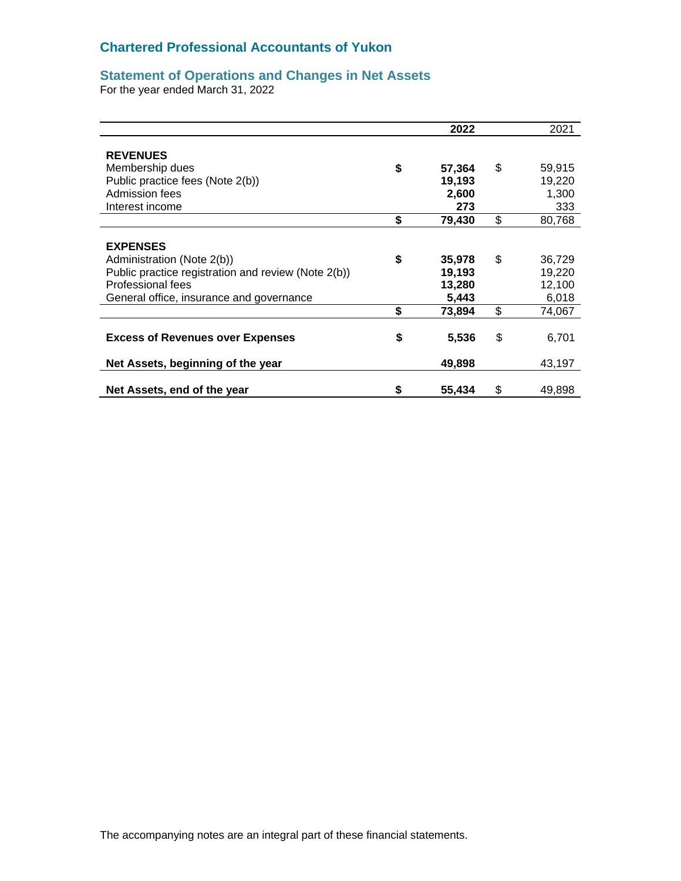# Chartered Professional Accountants of Yukon

## Statement of Operations and Changes in Net Assets

For the year ended March 31, 2022

| | | **2022** | | 2021 |
|---|---|---|---|---|
| **REVENUES** | | | | |
| Membership dues | **$** | **57,364** | $ | 59,915 |
| Public practice fees (Note 2(b)) | | **19,193** | | 19,220 |
| Admission fees | | **2,600** | | 1,300 |
| Interest income | | **273** | | 333 |
| | **$** | **79,430** | $ | 80,768 |
| **EXPENSES** | | | | |
| Administration (Note 2(b)) | **$** | **35,978** | $ | 36,729 |
| Public practice registration and review (Note 2(b)) | | **19,193** | | 19,220 |
| Professional fees | | **13,280** | | 12,100 |
| General office, insurance and governance | | **5,443** | | 6,018 |
| | **$** | **73,894** | $ | 74,067 |
| **Excess of Revenues over Expenses** | **$** | **5,536** | $ | 6,701 |
| **Net Assets, beginning of the year** | | **49,898** | | 43,197 |
| **Net Assets, end of the year** | **$** | **55,434** | $ | 49,898 |

The accompanying notes are an integral part of these financial statements.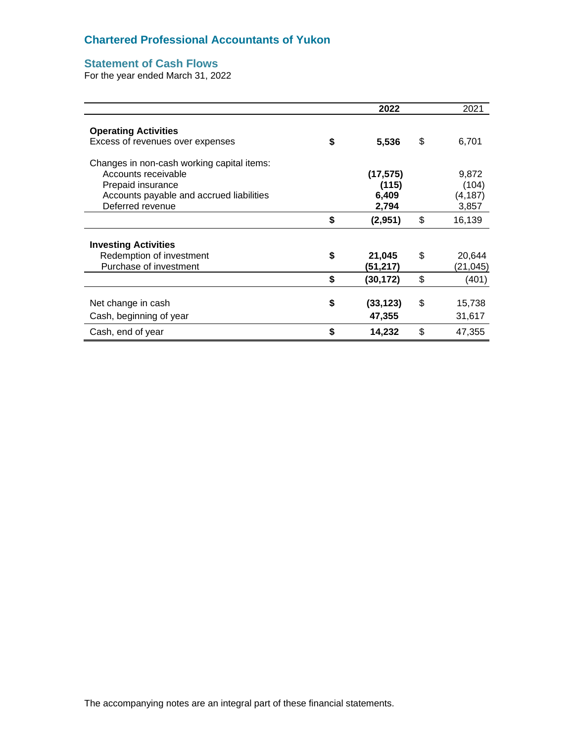## Chartered Professional Accountants of Yukon

### Statement of Cash Flows

For the year ended March 31, 2022

| | 2022 | 2021 |
|---|---|---|
| **Operating Activities** | | |
| Excess of revenues over expenses | **$ 5,536** | $ 6,701 |
| Changes in non-cash working capital items: | | |
| Accounts receivable | **(17,575)** | 9,872 |
| Prepaid insurance | **(115)** | (104) |
| Accounts payable and accrued liabilities | **6,409** | (4,187) |
| Deferred revenue | **2,794** | 3,857 |
| | **$ (2,951)** | $ 16,139 |
| **Investing Activities** | | |
| Redemption of investment | **$ 21,045** | $ 20,644 |
| Purchase of investment | **(51,217)** | (21,045) |
| | **$ (30,172)** | $ (401) |
| Net change in cash | **$ (33,123)** | $ 15,738 |
| Cash, beginning of year | **47,355** | 31,617 |
| Cash, end of year | **$ 14,232** | $ 47,355 |

The accompanying notes are an integral part of these financial statements.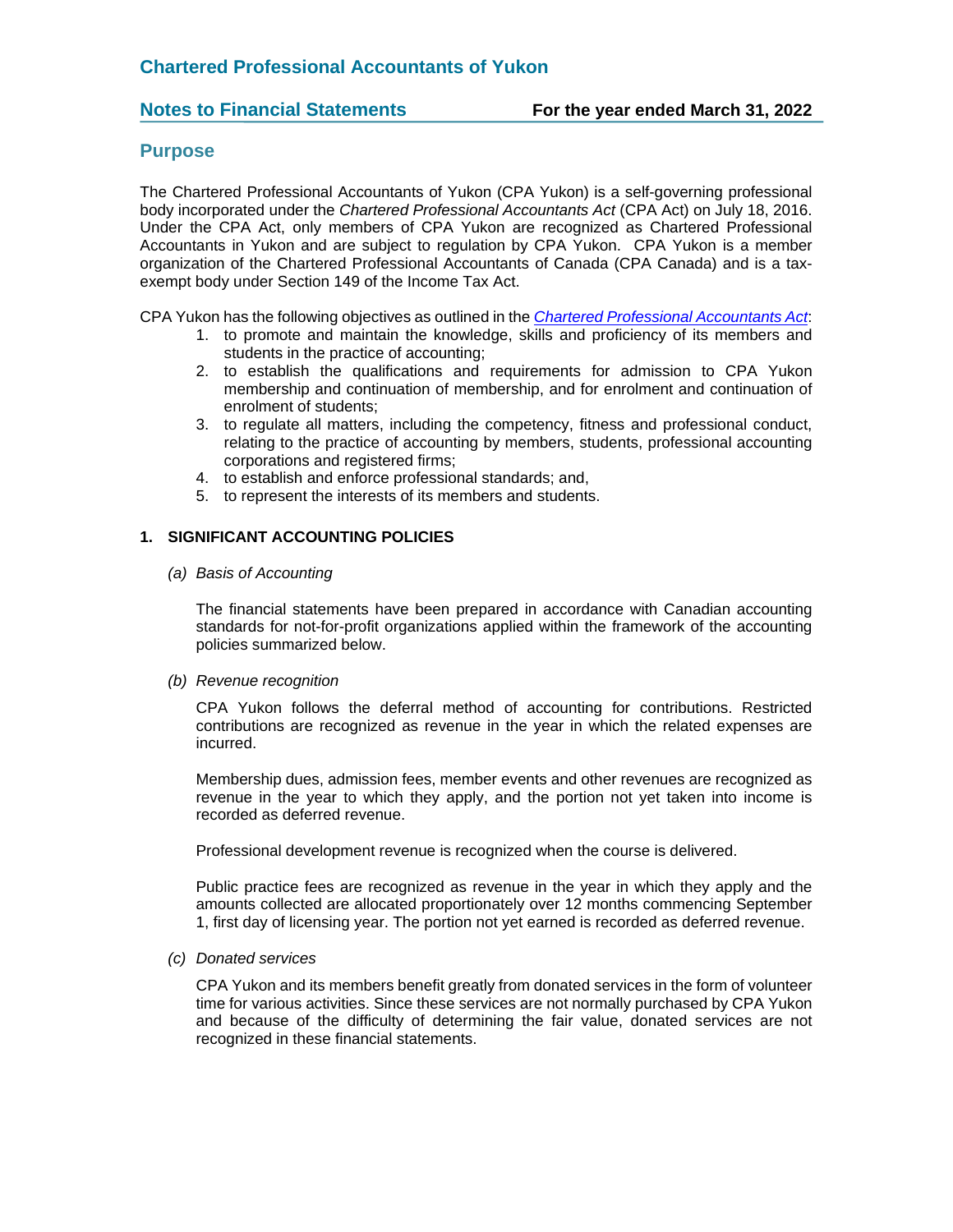## Chartered Professional Accountants of Yukon

## Notes to Financial Statements — For the year ended March 31, 2022

### Purpose

The Chartered Professional Accountants of Yukon (CPA Yukon) is a self-governing professional body incorporated under the *Chartered Professional Accountants Act* (CPA Act) on July 18, 2016. Under the CPA Act, only members of CPA Yukon are recognized as Chartered Professional Accountants in Yukon and are subject to regulation by CPA Yukon. CPA Yukon is a member organization of the Chartered Professional Accountants of Canada (CPA Canada) and is a tax-exempt body under Section 149 of the Income Tax Act.

CPA Yukon has the following objectives as outlined in the *Chartered Professional Accountants Act*:

1. to promote and maintain the knowledge, skills and proficiency of its members and students in the practice of accounting;
2. to establish the qualifications and requirements for admission to CPA Yukon membership and continuation of membership, and for enrolment and continuation of enrolment of students;
3. to regulate all matters, including the competency, fitness and professional conduct, relating to the practice of accounting by members, students, professional accounting corporations and registered firms;
4. to establish and enforce professional standards; and,
5. to represent the interests of its members and students.

### 1. SIGNIFICANT ACCOUNTING POLICIES

*(a) Basis of Accounting*

The financial statements have been prepared in accordance with Canadian accounting standards for not-for-profit organizations applied within the framework of the accounting policies summarized below.

*(b) Revenue recognition*

CPA Yukon follows the deferral method of accounting for contributions. Restricted contributions are recognized as revenue in the year in which the related expenses are incurred.

Membership dues, admission fees, member events and other revenues are recognized as revenue in the year to which they apply, and the portion not yet taken into income is recorded as deferred revenue.

Professional development revenue is recognized when the course is delivered.

Public practice fees are recognized as revenue in the year in which they apply and the amounts collected are allocated proportionately over 12 months commencing September 1, first day of licensing year. The portion not yet earned is recorded as deferred revenue.

*(c) Donated services*

CPA Yukon and its members benefit greatly from donated services in the form of volunteer time for various activities. Since these services are not normally purchased by CPA Yukon and because of the difficulty of determining the fair value, donated services are not recognized in these financial statements.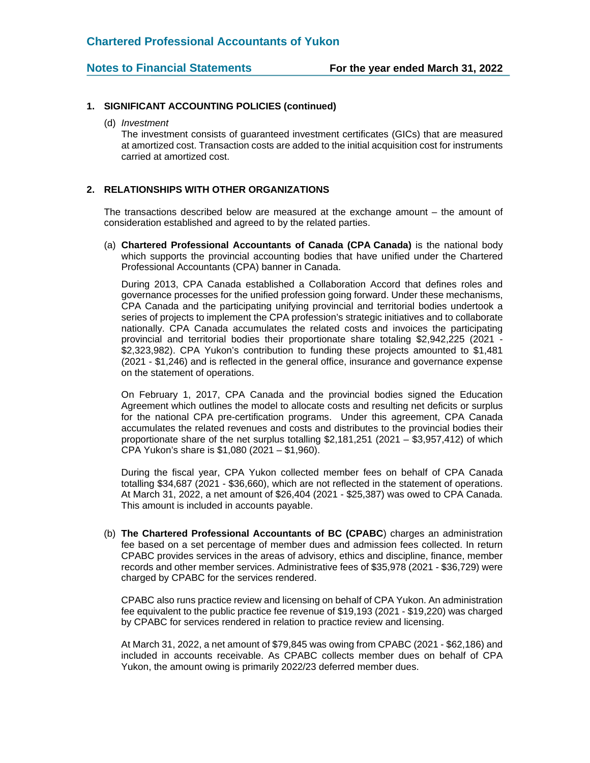## 1. SIGNIFICANT ACCOUNTING POLICIES (continued)

(d) *Investment*

The investment consists of guaranteed investment certificates (GICs) that are measured at amortized cost. Transaction costs are added to the initial acquisition cost for instruments carried at amortized cost.

## 2. RELATIONSHIPS WITH OTHER ORGANIZATIONS

The transactions described below are measured at the exchange amount – the amount of consideration established and agreed to by the related parties.

(a) **Chartered Professional Accountants of Canada (CPA Canada)** is the national body which supports the provincial accounting bodies that have unified under the Chartered Professional Accountants (CPA) banner in Canada.

During 2013, CPA Canada established a Collaboration Accord that defines roles and governance processes for the unified profession going forward. Under these mechanisms, CPA Canada and the participating unifying provincial and territorial bodies undertook a series of projects to implement the CPA profession's strategic initiatives and to collaborate nationally. CPA Canada accumulates the related costs and invoices the participating provincial and territorial bodies their proportionate share totaling $2,942,225 (2021 - $2,323,982). CPA Yukon's contribution to funding these projects amounted to $1,481 (2021 - $1,246) and is reflected in the general office, insurance and governance expense on the statement of operations.

On February 1, 2017, CPA Canada and the provincial bodies signed the Education Agreement which outlines the model to allocate costs and resulting net deficits or surplus for the national CPA pre-certification programs. Under this agreement, CPA Canada accumulates the related revenues and costs and distributes to the provincial bodies their proportionate share of the net surplus totalling $2,181,251 (2021 – $3,957,412) of which CPA Yukon's share is $1,080 (2021 – $1,960).

During the fiscal year, CPA Yukon collected member fees on behalf of CPA Canada totalling $34,687 (2021 - $36,660), which are not reflected in the statement of operations. At March 31, 2022, a net amount of $26,404 (2021 - $25,387) was owed to CPA Canada. This amount is included in accounts payable.

(b) **The Chartered Professional Accountants of BC (CPABC**) charges an administration fee based on a set percentage of member dues and admission fees collected. In return CPABC provides services in the areas of advisory, ethics and discipline, finance, member records and other member services. Administrative fees of $35,978 (2021 - $36,729) were charged by CPABC for the services rendered.

CPABC also runs practice review and licensing on behalf of CPA Yukon. An administration fee equivalent to the public practice fee revenue of $19,193 (2021 - $19,220) was charged by CPABC for services rendered in relation to practice review and licensing.

At March 31, 2022, a net amount of $79,845 was owing from CPABC (2021 - $62,186) and included in accounts receivable. As CPABC collects member dues on behalf of CPA Yukon, the amount owing is primarily 2022/23 deferred member dues.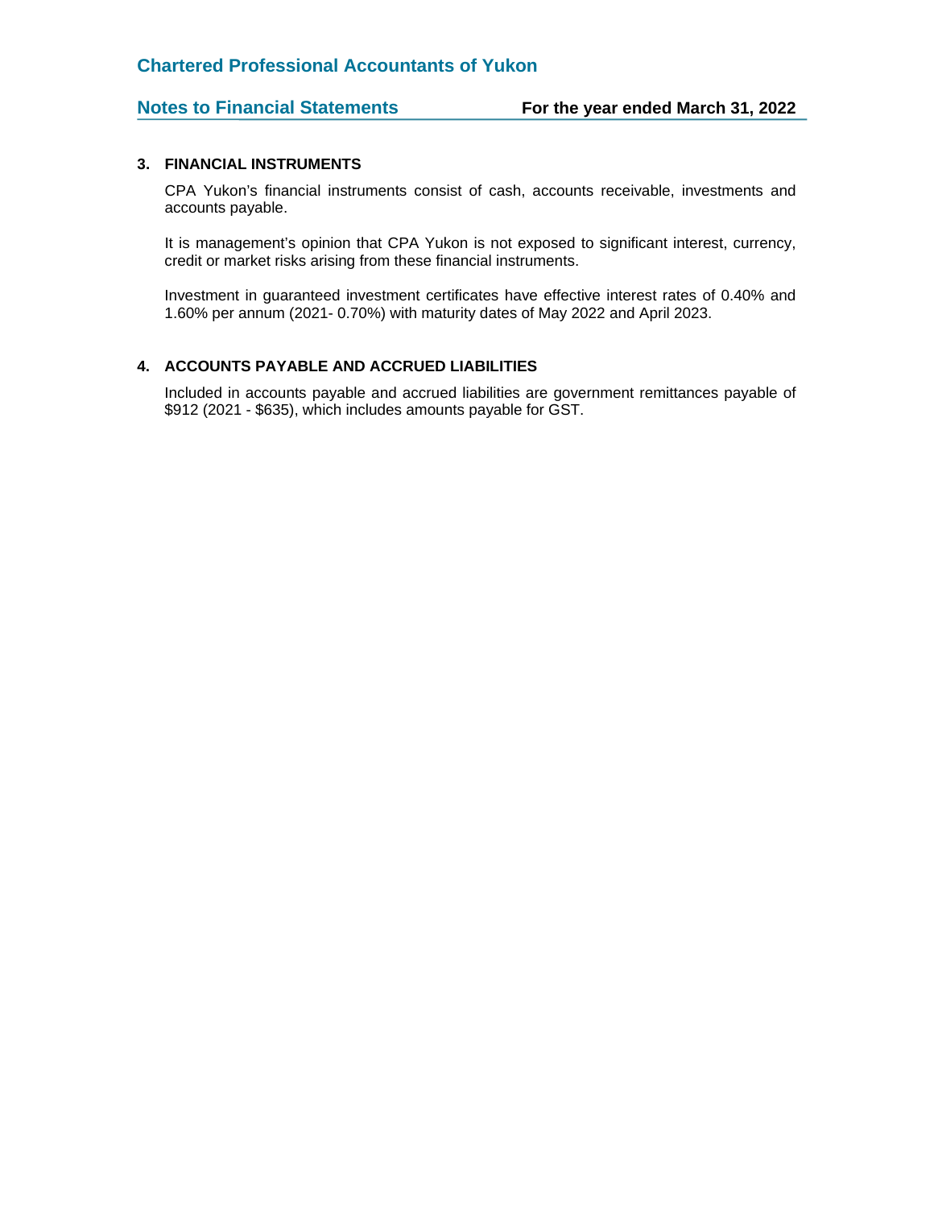## 3. FINANCIAL INSTRUMENTS

CPA Yukon's financial instruments consist of cash, accounts receivable, investments and accounts payable.

It is management's opinion that CPA Yukon is not exposed to significant interest, currency, credit or market risks arising from these financial instruments.

Investment in guaranteed investment certificates have effective interest rates of 0.40% and 1.60% per annum (2021- 0.70%) with maturity dates of May 2022 and April 2023.

## 4. ACCOUNTS PAYABLE AND ACCRUED LIABILITIES

Included in accounts payable and accrued liabilities are government remittances payable of $912 (2021 - $635), which includes amounts payable for GST.